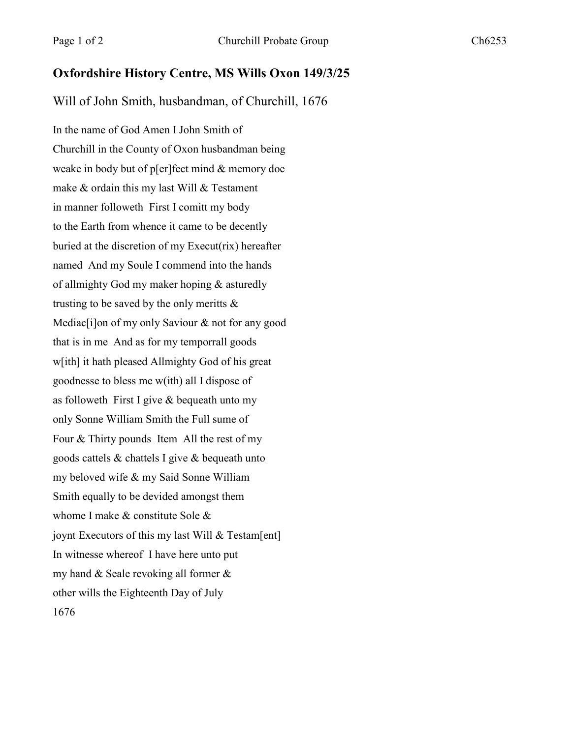**Oxfordshire History Centre, MS Wills Oxon 149/3/25**

Will of John Smith, husbandman, of Churchill, 1676

In the name of God Amen I John Smith of
Churchill in the County of Oxon husbandman being
weake in body but of p[er]fect mind & memory doe
make & ordain this my last Will & Testament
in manner followeth First I comitt my body
to the Earth from whence it came to be decently
buried at the discretion of my Execut(rix) hereafter
named And my Soule I commend into the hands
of allmighty God my maker hoping & asturedly
trusting to be saved by the only meritts &
Mediac[i]on of my only Saviour & not for any good
that is in me And as for my temporrall goods
w[ith] it hath pleased Allmighty God of his great
goodnesse to bless me w(ith) all I dispose of
as followeth First I give & bequeath unto my
only Sonne William Smith the Full sume of
Four & Thirty pounds Item All the rest of my
goods cattels & chattels I give & bequeath unto
my beloved wife & my Said Sonne William
Smith equally to be devided amongst them
whome I make & constitute Sole &
joynt Executors of this my last Will & Testam[ent]
In witnesse whereof I have here unto put
my hand & Seale revoking all former &
other wills the Eighteenth Day of July
1676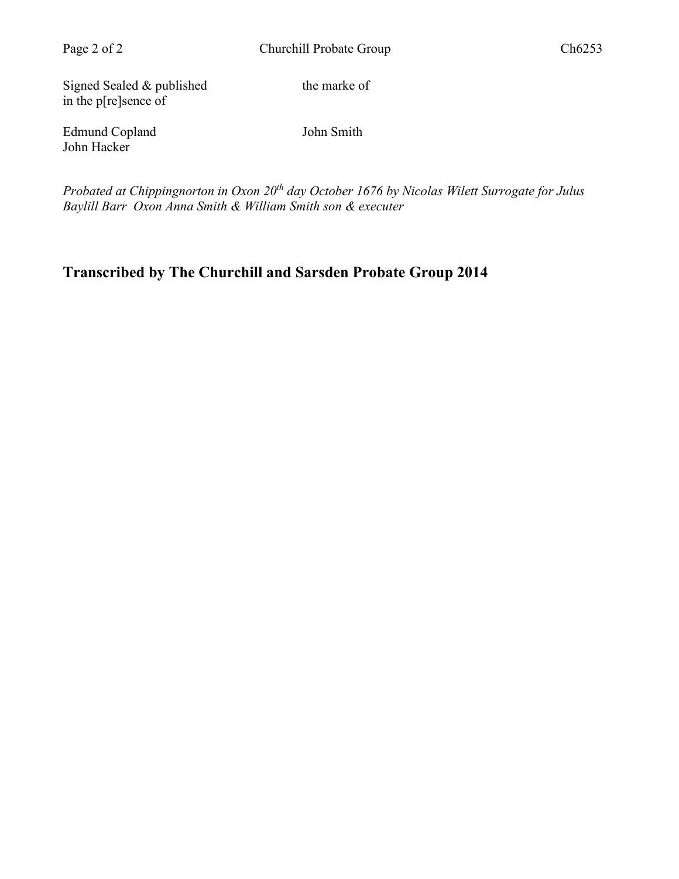Signed Sealed & published in the p[re]sence of

the marke of

Edmund Copland
John Hacker

John Smith

*Probated at Chippingnorton in Oxon 20th day October 1676 by Nicolas Wilett Surrogate for Julus Baylill Barr Oxon Anna Smith & William Smith son & executer*

## Transcribed by The Churchill and Sarsden Probate Group 2014